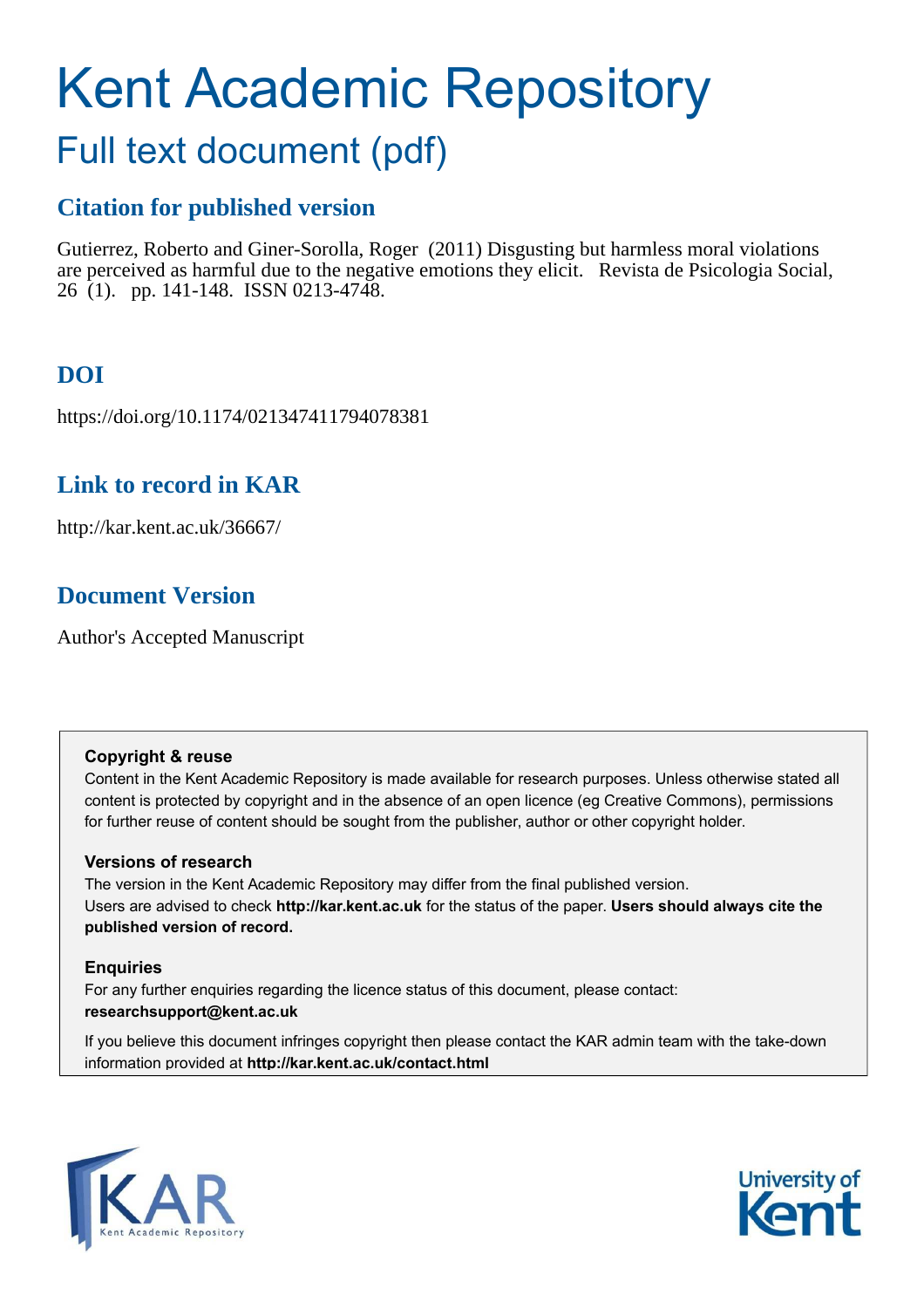# Kent Academic Repository

## Full text document (pdf)

### Citation for published version

Gutierrez, Roberto and Giner-Sorolla, Roger (2011) Disgusting but harmless moral violations are perceived as harmful due to the negative emotions they elicit. Revista de Psicologia Social, 26 (1). pp. 141-148. ISSN 0213-4748.

### DOI

https://doi.org/10.1174/021347411794078381

### Link to record in KAR

http://kar.kent.ac.uk/36667/

### Document Version

Author's Accepted Manuscript

**Copyright & reuse**

Content in the Kent Academic Repository is made available for research purposes. Unless otherwise stated all content is protected by copyright and in the absence of an open licence (eg Creative Commons), permissions for further reuse of content should be sought from the publisher, author or other copyright holder.

**Versions of research**

The version in the Kent Academic Repository may differ from the final published version. Users are advised to check **http://kar.kent.ac.uk** for the status of the paper. **Users should always cite the published version of record.**

**Enquiries**

For any further enquiries regarding the licence status of this document, please contact: **researchsupport@kent.ac.uk**

If you believe this document infringes copyright then please contact the KAR admin team with the take-down information provided at **http://kar.kent.ac.uk/contact.html**

KAR Kent Academic Repository

University of Kent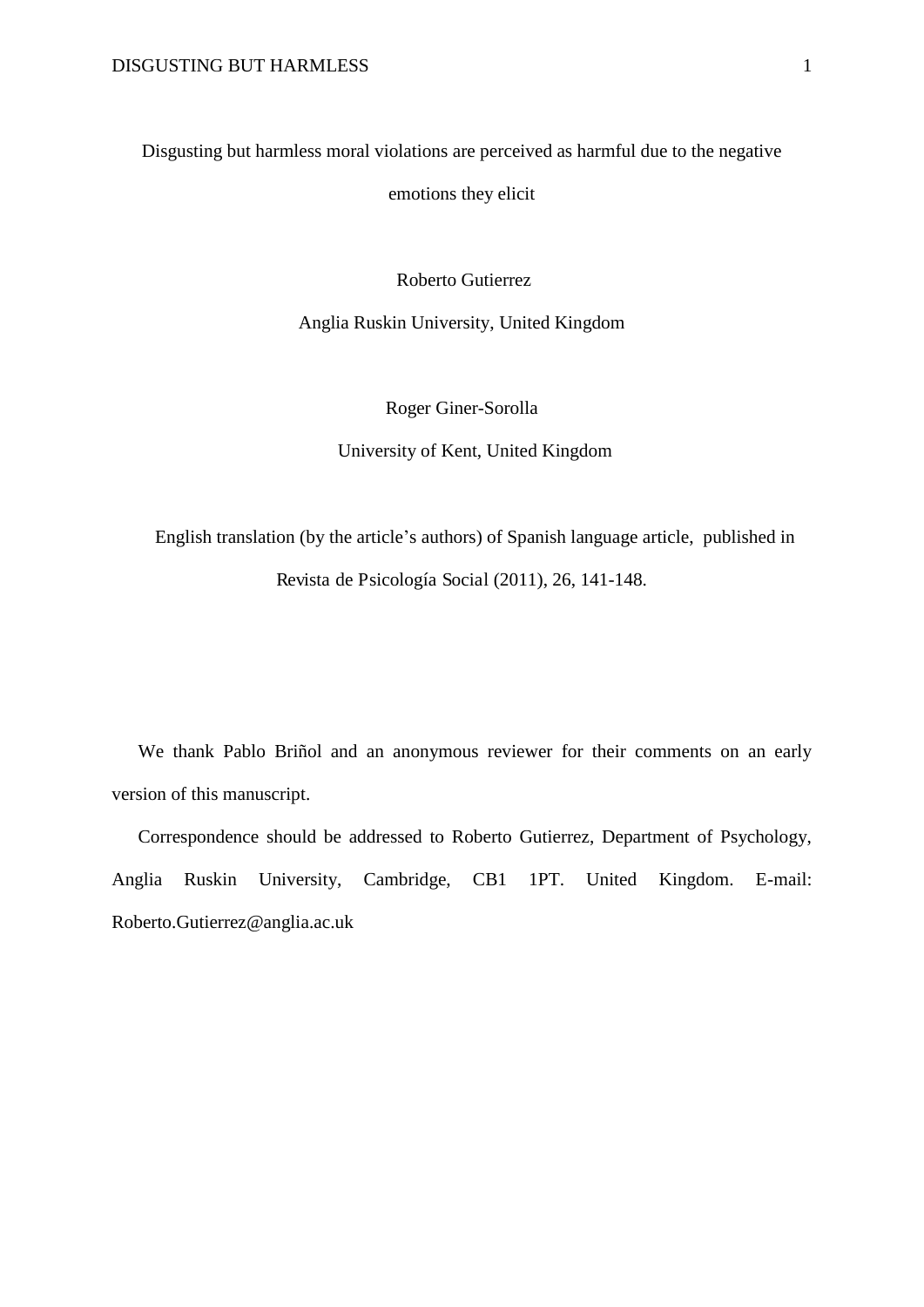# Disgusting but harmless moral violations are perceived as harmful due to the negative emotions they elicit

Roberto Gutierrez

Anglia Ruskin University, United Kingdom

Roger Giner-Sorolla

University of Kent, United Kingdom

English translation (by the article's authors) of Spanish language article, published in Revista de Psicología Social (2011), 26, 141-148.

We thank Pablo Briñol and an anonymous reviewer for their comments on an early version of this manuscript.

Correspondence should be addressed to Roberto Gutierrez, Department of Psychology, Anglia Ruskin University, Cambridge, CB1 1PT. United Kingdom. E-mail: Roberto.Gutierrez@anglia.ac.uk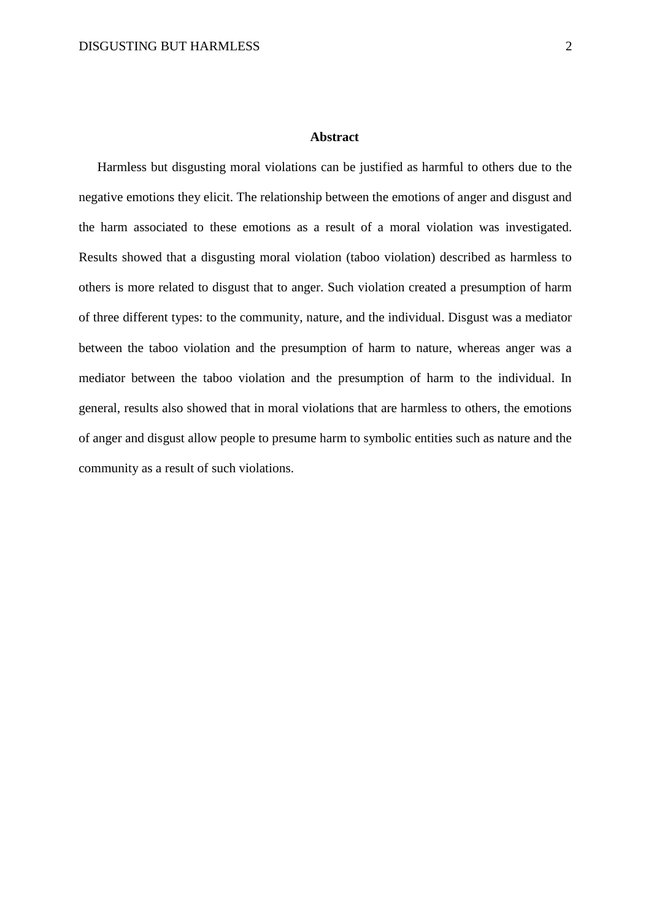## Abstract

Harmless but disgusting moral violations can be justified as harmful to others due to the negative emotions they elicit. The relationship between the emotions of anger and disgust and the harm associated to these emotions as a result of a moral violation was investigated. Results showed that a disgusting moral violation (taboo violation) described as harmless to others is more related to disgust that to anger. Such violation created a presumption of harm of three different types: to the community, nature, and the individual. Disgust was a mediator between the taboo violation and the presumption of harm to nature, whereas anger was a mediator between the taboo violation and the presumption of harm to the individual. In general, results also showed that in moral violations that are harmless to others, the emotions of anger and disgust allow people to presume harm to symbolic entities such as nature and the community as a result of such violations.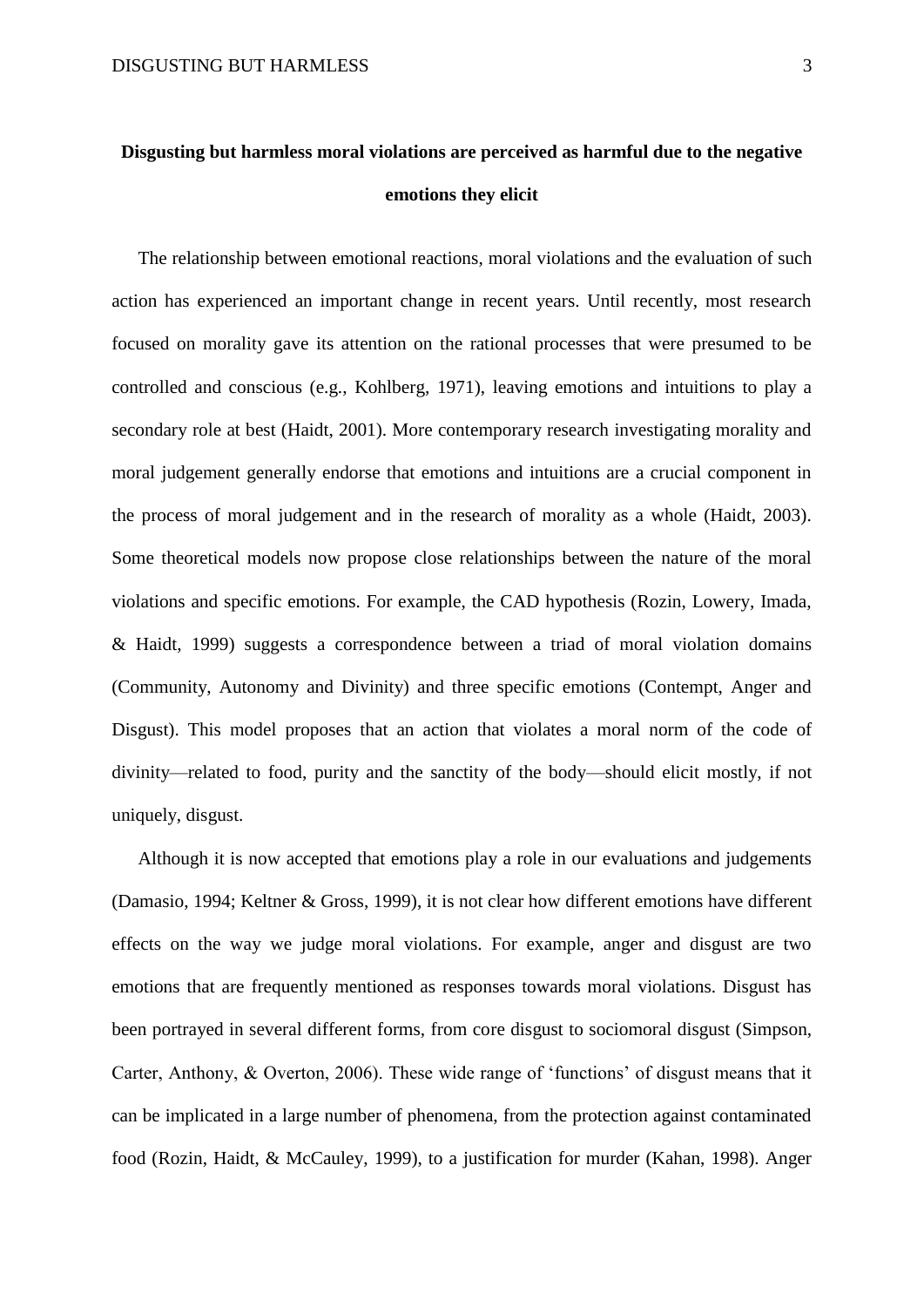# Disgusting but harmless moral violations are perceived as harmful due to the negative emotions they elicit

The relationship between emotional reactions, moral violations and the evaluation of such action has experienced an important change in recent years. Until recently, most research focused on morality gave its attention on the rational processes that were presumed to be controlled and conscious (e.g., Kohlberg, 1971), leaving emotions and intuitions to play a secondary role at best (Haidt, 2001). More contemporary research investigating morality and moral judgement generally endorse that emotions and intuitions are a crucial component in the process of moral judgement and in the research of morality as a whole (Haidt, 2003). Some theoretical models now propose close relationships between the nature of the moral violations and specific emotions. For example, the CAD hypothesis (Rozin, Lowery, Imada, & Haidt, 1999) suggests a correspondence between a triad of moral violation domains (Community, Autonomy and Divinity) and three specific emotions (Contempt, Anger and Disgust). This model proposes that an action that violates a moral norm of the code of divinity—related to food, purity and the sanctity of the body—should elicit mostly, if not uniquely, disgust.

Although it is now accepted that emotions play a role in our evaluations and judgements (Damasio, 1994; Keltner & Gross, 1999), it is not clear how different emotions have different effects on the way we judge moral violations. For example, anger and disgust are two emotions that are frequently mentioned as responses towards moral violations. Disgust has been portrayed in several different forms, from core disgust to sociomoral disgust (Simpson, Carter, Anthony, & Overton, 2006). These wide range of 'functions' of disgust means that it can be implicated in a large number of phenomena, from the protection against contaminated food (Rozin, Haidt, & McCauley, 1999), to a justification for murder (Kahan, 1998). Anger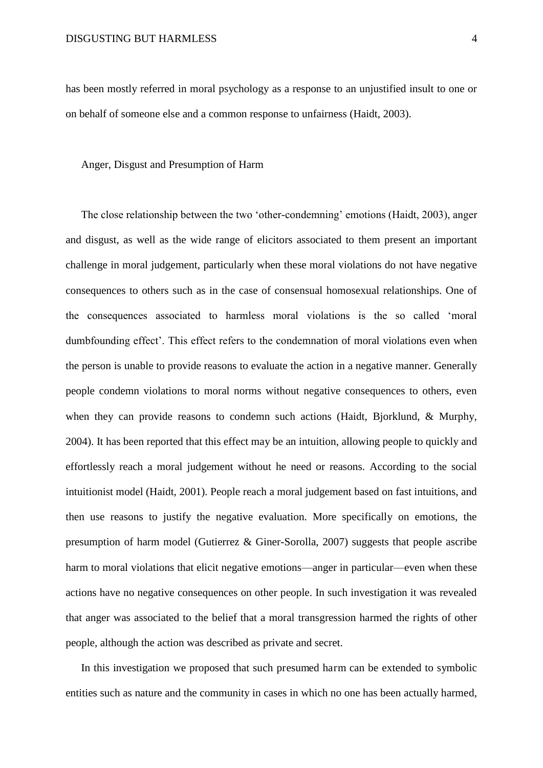has been mostly referred in moral psychology as a response to an unjustified insult to one or on behalf of someone else and a common response to unfairness (Haidt, 2003).

## Anger, Disgust and Presumption of Harm

The close relationship between the two 'other-condemning' emotions (Haidt, 2003), anger and disgust, as well as the wide range of elicitors associated to them present an important challenge in moral judgement, particularly when these moral violations do not have negative consequences to others such as in the case of consensual homosexual relationships. One of the consequences associated to harmless moral violations is the so called 'moral dumbfounding effect'. This effect refers to the condemnation of moral violations even when the person is unable to provide reasons to evaluate the action in a negative manner. Generally people condemn violations to moral norms without negative consequences to others, even when they can provide reasons to condemn such actions (Haidt, Bjorklund, & Murphy, 2004). It has been reported that this effect may be an intuition, allowing people to quickly and effortlessly reach a moral judgement without he need or reasons. According to the social intuitionist model (Haidt, 2001). People reach a moral judgement based on fast intuitions, and then use reasons to justify the negative evaluation. More specifically on emotions, the presumption of harm model (Gutierrez & Giner-Sorolla, 2007) suggests that people ascribe harm to moral violations that elicit negative emotions—anger in particular—even when these actions have no negative consequences on other people. In such investigation it was revealed that anger was associated to the belief that a moral transgression harmed the rights of other people, although the action was described as private and secret.

In this investigation we proposed that such presumed harm can be extended to symbolic entities such as nature and the community in cases in which no one has been actually harmed,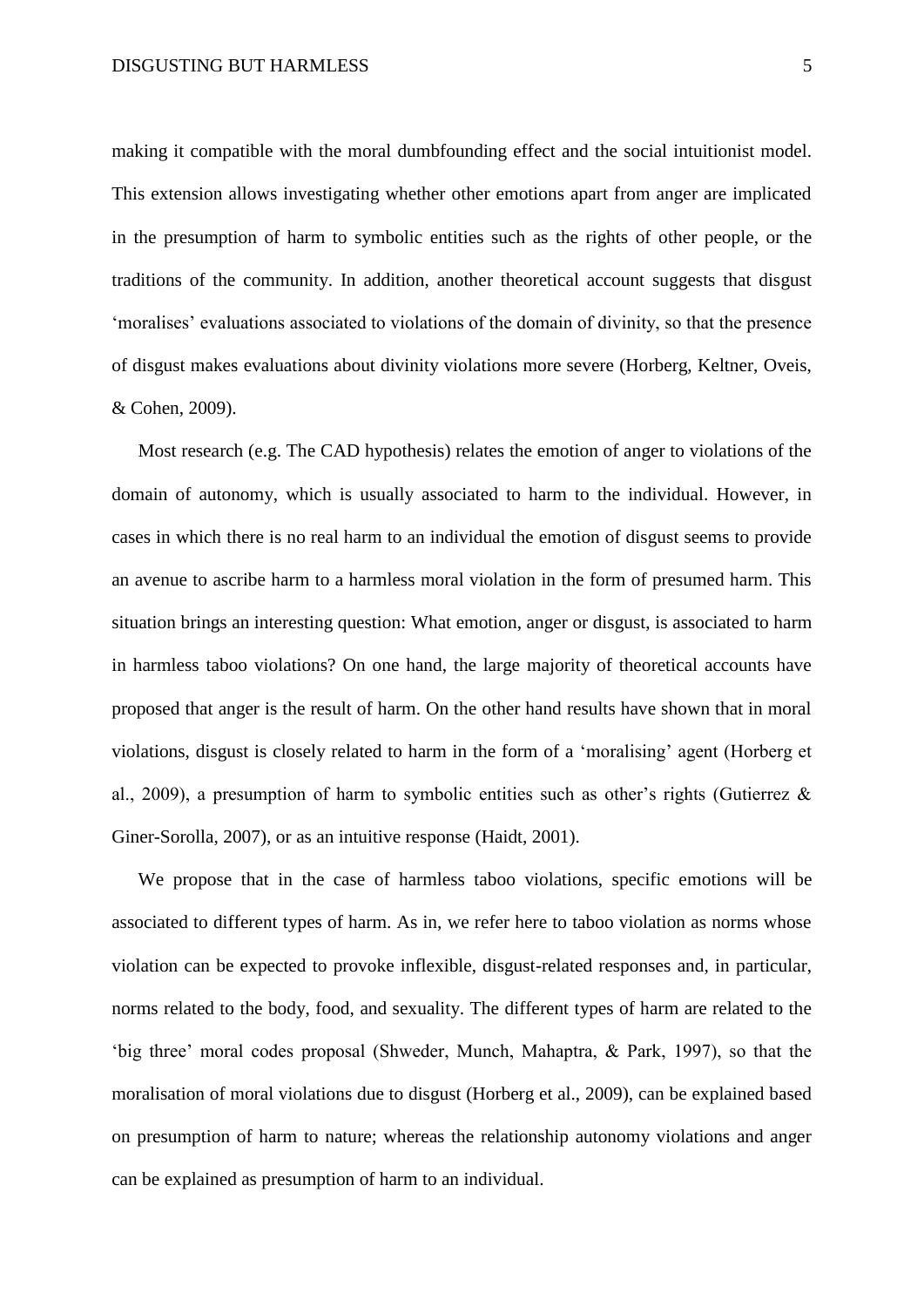making it compatible with the moral dumbfounding effect and the social intuitionist model. This extension allows investigating whether other emotions apart from anger are implicated in the presumption of harm to symbolic entities such as the rights of other people, or the traditions of the community. In addition, another theoretical account suggests that disgust 'moralises' evaluations associated to violations of the domain of divinity, so that the presence of disgust makes evaluations about divinity violations more severe (Horberg, Keltner, Oveis, & Cohen, 2009).

Most research (e.g. The CAD hypothesis) relates the emotion of anger to violations of the domain of autonomy, which is usually associated to harm to the individual. However, in cases in which there is no real harm to an individual the emotion of disgust seems to provide an avenue to ascribe harm to a harmless moral violation in the form of presumed harm. This situation brings an interesting question: What emotion, anger or disgust, is associated to harm in harmless taboo violations? On one hand, the large majority of theoretical accounts have proposed that anger is the result of harm. On the other hand results have shown that in moral violations, disgust is closely related to harm in the form of a 'moralising' agent (Horberg et al., 2009), a presumption of harm to symbolic entities such as other's rights (Gutierrez & Giner-Sorolla, 2007), or as an intuitive response (Haidt, 2001).

We propose that in the case of harmless taboo violations, specific emotions will be associated to different types of harm. As in, we refer here to taboo violation as norms whose violation can be expected to provoke inflexible, disgust-related responses and, in particular, norms related to the body, food, and sexuality. The different types of harm are related to the 'big three' moral codes proposal (Shweder, Munch, Mahaptra, & Park, 1997), so that the moralisation of moral violations due to disgust (Horberg et al., 2009), can be explained based on presumption of harm to nature; whereas the relationship autonomy violations and anger can be explained as presumption of harm to an individual.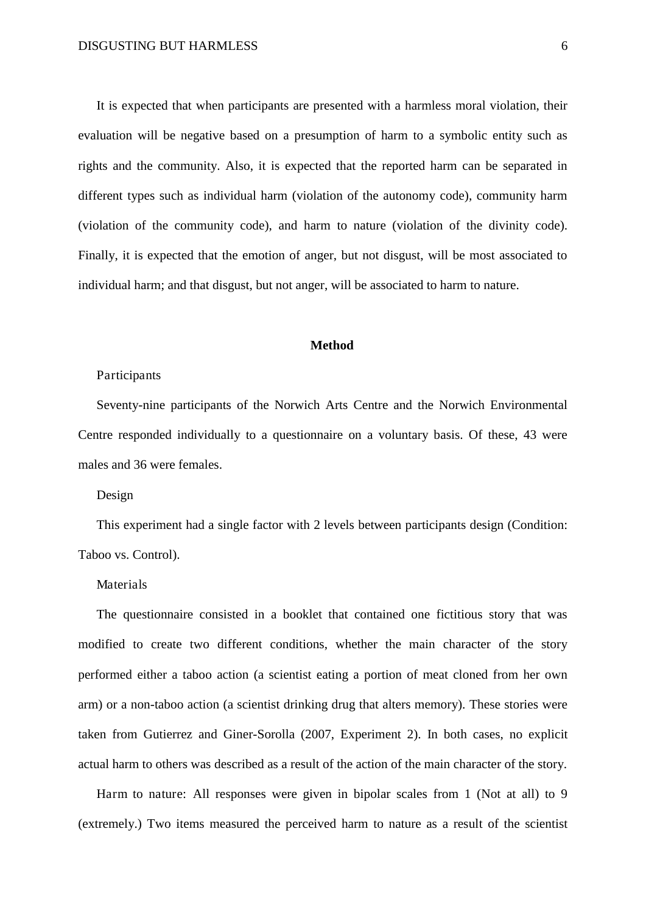It is expected that when participants are presented with a harmless moral violation, their evaluation will be negative based on a presumption of harm to a symbolic entity such as rights and the community. Also, it is expected that the reported harm can be separated in different types such as individual harm (violation of the autonomy code), community harm (violation of the community code), and harm to nature (violation of the divinity code). Finally, it is expected that the emotion of anger, but not disgust, will be most associated to individual harm; and that disgust, but not anger, will be associated to harm to nature.

## Method

### Participants

Seventy-nine participants of the Norwich Arts Centre and the Norwich Environmental Centre responded individually to a questionnaire on a voluntary basis. Of these, 43 were males and 36 were females.

### Design

This experiment had a single factor with 2 levels between participants design (Condition: Taboo vs. Control).

### Materials

The questionnaire consisted in a booklet that contained one fictitious story that was modified to create two different conditions, whether the main character of the story performed either a taboo action (a scientist eating a portion of meat cloned from her own arm) or a non-taboo action (a scientist drinking drug that alters memory). These stories were taken from Gutierrez and Giner-Sorolla (2007, Experiment 2). In both cases, no explicit actual harm to others was described as a result of the action of the main character of the story.

Harm to nature: All responses were given in bipolar scales from 1 (Not at all) to 9 (extremely.) Two items measured the perceived harm to nature as a result of the scientist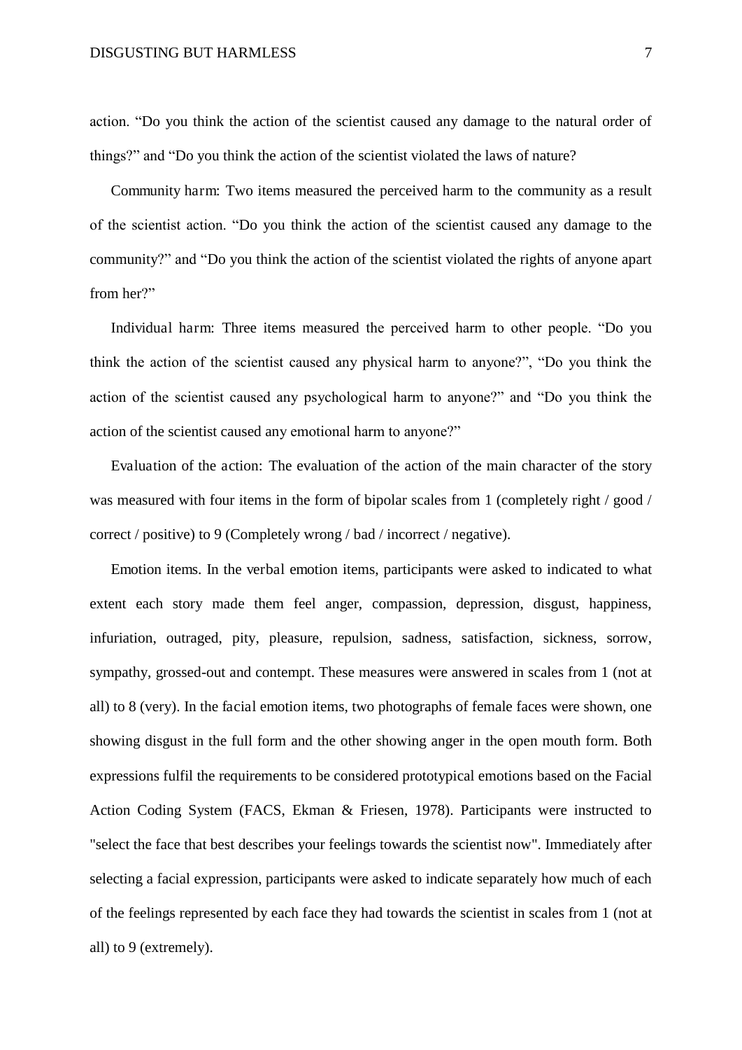action. "Do you think the action of the scientist caused any damage to the natural order of things?" and "Do you think the action of the scientist violated the laws of nature?

Community harm: Two items measured the perceived harm to the community as a result of the scientist action. "Do you think the action of the scientist caused any damage to the community?" and "Do you think the action of the scientist violated the rights of anyone apart from her?"

Individual harm: Three items measured the perceived harm to other people. "Do you think the action of the scientist caused any physical harm to anyone?", "Do you think the action of the scientist caused any psychological harm to anyone?" and "Do you think the action of the scientist caused any emotional harm to anyone?"

Evaluation of the action: The evaluation of the action of the main character of the story was measured with four items in the form of bipolar scales from 1 (completely right / good / correct / positive) to 9 (Completely wrong / bad / incorrect / negative).

Emotion items. In the verbal emotion items, participants were asked to indicated to what extent each story made them feel anger, compassion, depression, disgust, happiness, infuriation, outraged, pity, pleasure, repulsion, sadness, satisfaction, sickness, sorrow, sympathy, grossed-out and contempt. These measures were answered in scales from 1 (not at all) to 8 (very). In the facial emotion items, two photographs of female faces were shown, one showing disgust in the full form and the other showing anger in the open mouth form. Both expressions fulfil the requirements to be considered prototypical emotions based on the Facial Action Coding System (FACS, Ekman & Friesen, 1978). Participants were instructed to "select the face that best describes your feelings towards the scientist now". Immediately after selecting a facial expression, participants were asked to indicate separately how much of each of the feelings represented by each face they had towards the scientist in scales from 1 (not at all) to 9 (extremely).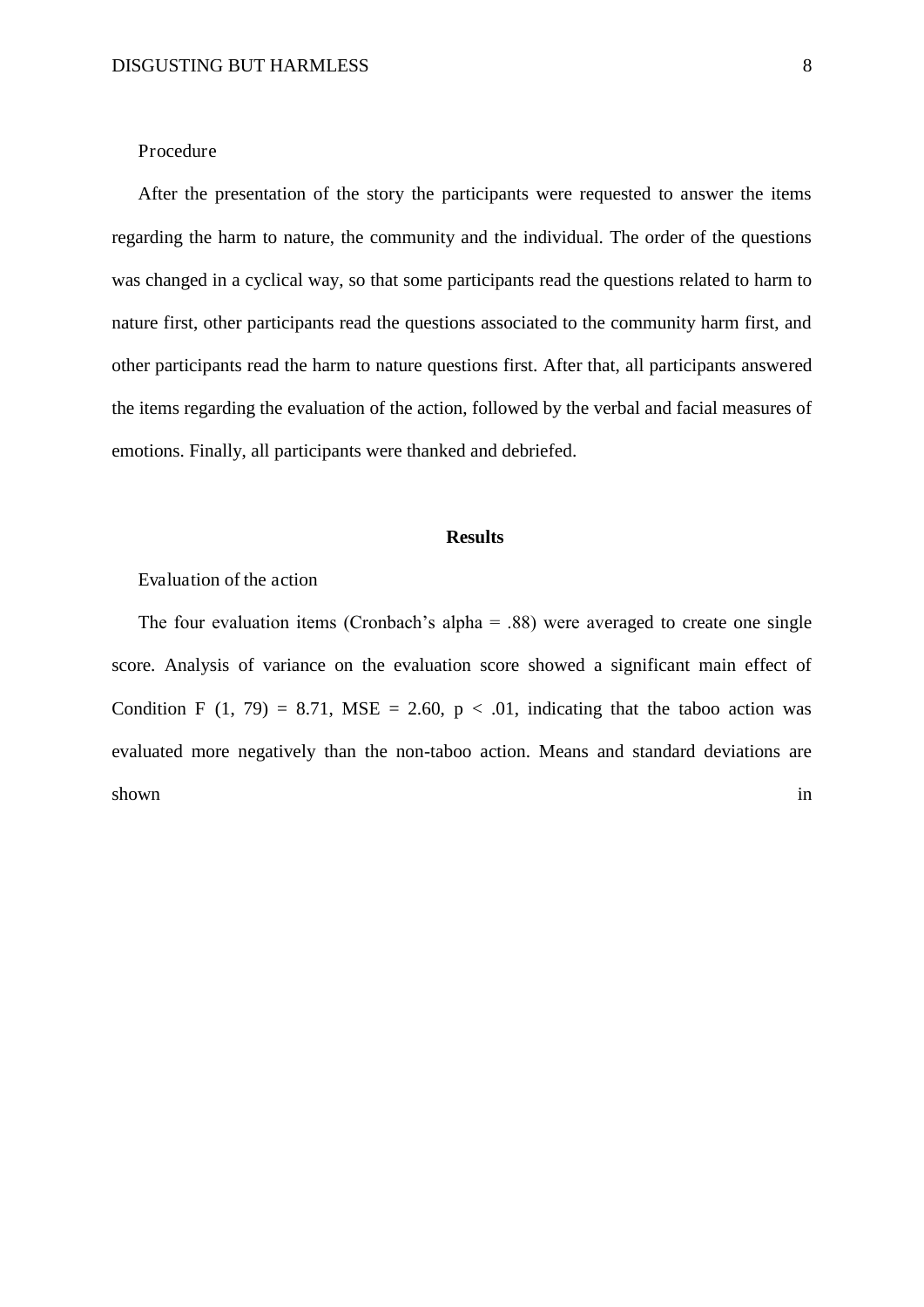Procedure

After the presentation of the story the participants were requested to answer the items regarding the harm to nature, the community and the individual. The order of the questions was changed in a cyclical way, so that some participants read the questions related to harm to nature first, other participants read the questions associated to the community harm first, and other participants read the harm to nature questions first. After that, all participants answered the items regarding the evaluation of the action, followed by the verbal and facial measures of emotions. Finally, all participants were thanked and debriefed.

## Results

Evaluation of the action

The four evaluation items (Cronbach's alpha = .88) were averaged to create one single score. Analysis of variance on the evaluation score showed a significant main effect of Condition $F(1, 79) = 8.71$, $MSE = 2.60$, $p < .01$, indicating that the taboo action was evaluated more negatively than the non-taboo action. Means and standard deviations are shown in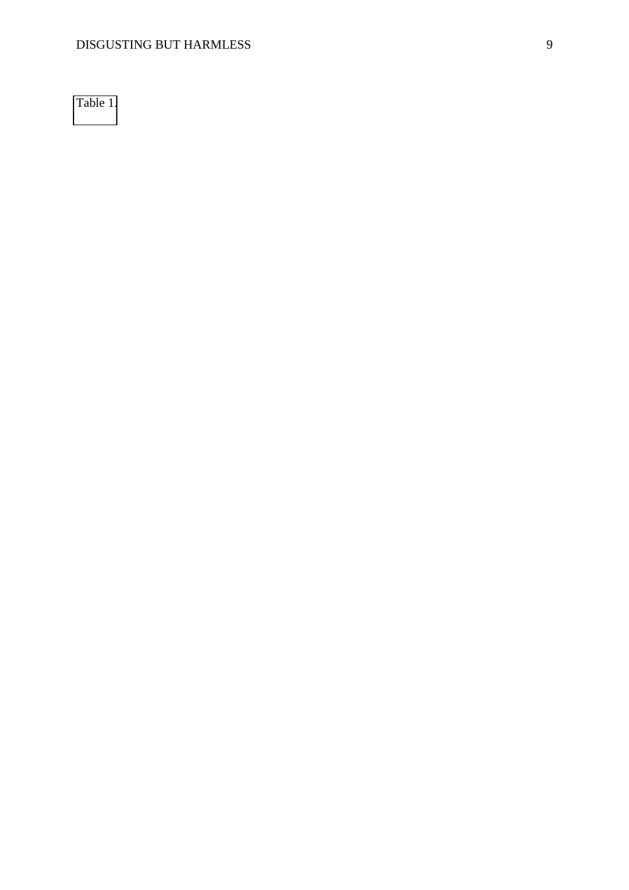Table 1.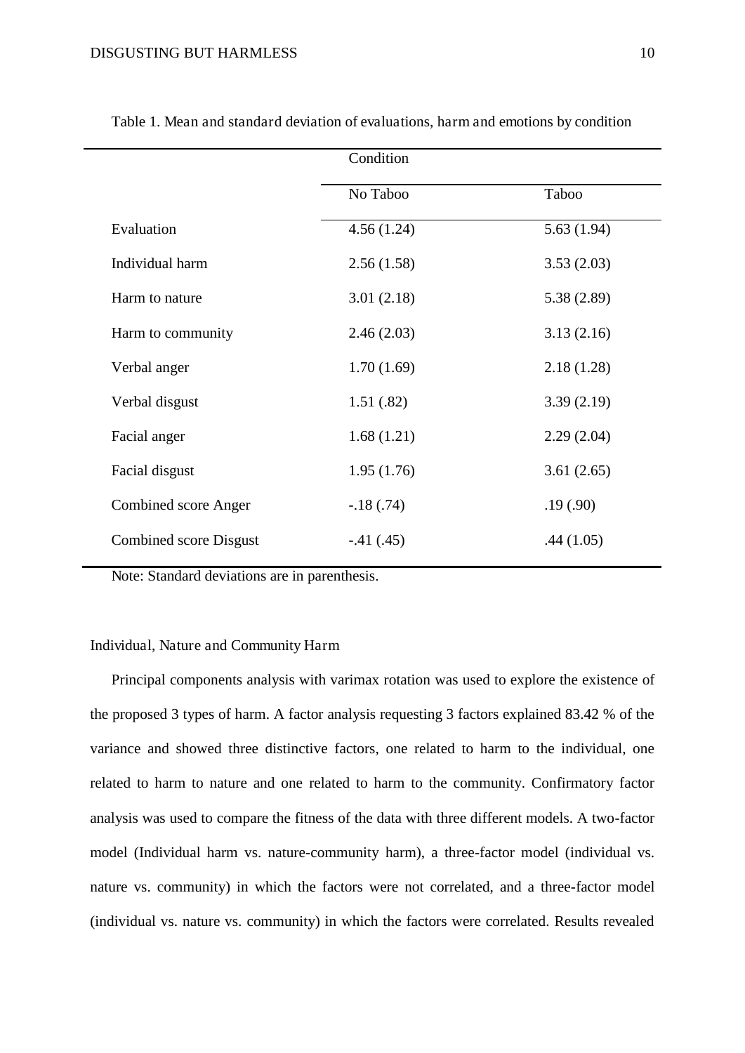Table 1. Mean and standard deviation of evaluations, harm and emotions by condition

| | Condition | |
|---|---|---|
| | No Taboo | Taboo |
| Evaluation | 4.56 (1.24) | 5.63 (1.94) |
| Individual harm | 2.56 (1.58) | 3.53 (2.03) |
| Harm to nature | 3.01 (2.18) | 5.38 (2.89) |
| Harm to community | 2.46 (2.03) | 3.13 (2.16) |
| Verbal anger | 1.70 (1.69) | 2.18 (1.28) |
| Verbal disgust | 1.51 (.82) | 3.39 (2.19) |
| Facial anger | 1.68 (1.21) | 2.29 (2.04) |
| Facial disgust | 1.95 (1.76) | 3.61 (2.65) |
| Combined score Anger | -.18 (.74) | .19 (.90) |
| Combined score Disgust | -.41 (.45) | .44 (1.05) |

Note: Standard deviations are in parenthesis.

### Individual, Nature and Community Harm

Principal components analysis with varimax rotation was used to explore the existence of the proposed 3 types of harm. A factor analysis requesting 3 factors explained 83.42 % of the variance and showed three distinctive factors, one related to harm to the individual, one related to harm to nature and one related to harm to the community. Confirmatory factor analysis was used to compare the fitness of the data with three different models. A two-factor model (Individual harm vs. nature-community harm), a three-factor model (individual vs. nature vs. community) in which the factors were not correlated, and a three-factor model (individual vs. nature vs. community) in which the factors were correlated. Results revealed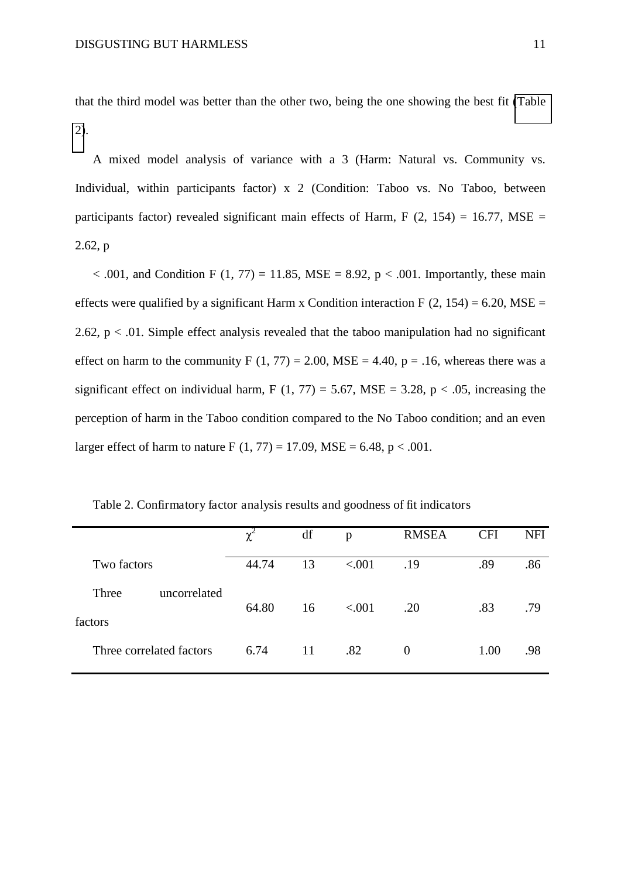that the third model was better than the other two, being the one showing the best fit (Table 2).

A mixed model analysis of variance with a 3 (Harm: Natural vs. Community vs. Individual, within participants factor) x 2 (Condition: Taboo vs. No Taboo, between participants factor) revealed significant main effects of Harm, $F(2, 154) = 16.77$, $MSE = 2.62$, $p < .001$, and Condition $F(1, 77) = 11.85$, $MSE = 8.92$, $p < .001$. Importantly, these main effects were qualified by a significant Harm x Condition interaction $F(2, 154) = 6.20$, $MSE = 2.62$, $p < .01$. Simple effect analysis revealed that the taboo manipulation had no significant effect on harm to the community $F(1, 77) = 2.00$, $MSE = 4.40$, $p = .16$, whereas there was a significant effect on individual harm, $F(1, 77) = 5.67$, $MSE = 3.28$, $p < .05$, increasing the perception of harm in the Taboo condition compared to the No Taboo condition; and an even larger effect of harm to nature $F(1, 77) = 17.09$, $MSE = 6.48$, $p < .001$.

Table 2. Confirmatory factor analysis results and goodness of fit indicators

| | $\chi^2$ | df | p | RMSEA | CFI | NFI |
|---|---|---|---|---|---|---|
| Two factors | 44.74 | 13 | <.001 | .19 | .89 | .86 |
| Three uncorrelated factors | 64.80 | 16 | <.001 | .20 | .83 | .79 |
| Three correlated factors | 6.74 | 11 | .82 | 0 | 1.00 | .98 |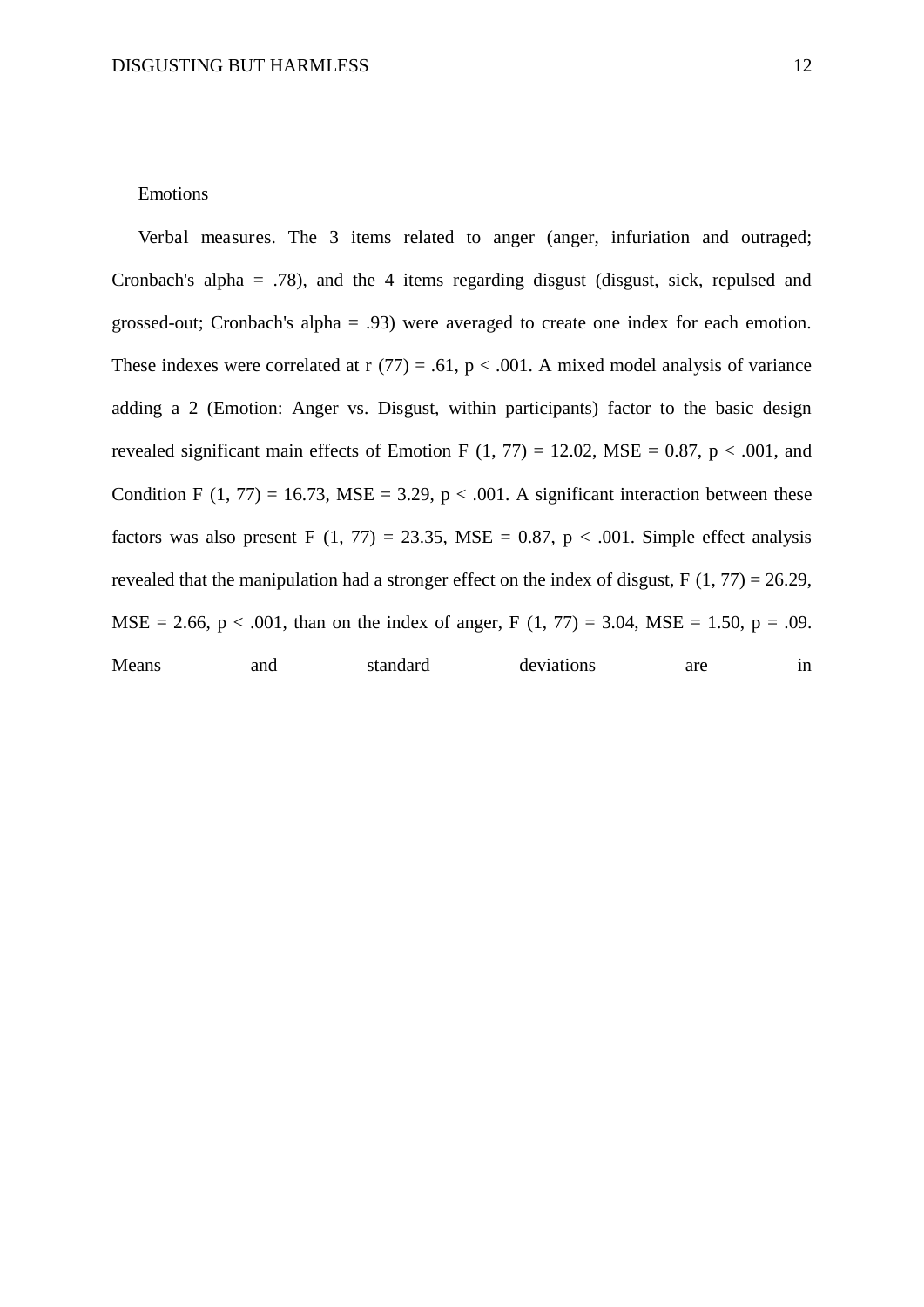## Emotions

*Verbal measures.* The 3 items related to anger (anger, infuriation and outraged; Cronbach's alpha = .78), and the 4 items regarding disgust (disgust, sick, repulsed and grossed-out; Cronbach's alpha = .93) were averaged to create one index for each emotion. These indexes were correlated at $r$ (77) = .61, $p < .001$. A mixed model analysis of variance adding a 2 (Emotion: Anger vs. Disgust, within participants) factor to the basic design revealed significant main effects of Emotion $F$ (1, 77) = 12.02, $MSE$ = 0.87, $p < .001$, and Condition $F$ (1, 77) = 16.73, $MSE$ = 3.29, $p < .001$. A significant interaction between these factors was also present $F$ (1, 77) = 23.35, $MSE$ = 0.87, $p < .001$. Simple effect analysis revealed that the manipulation had a stronger effect on the index of disgust, $F$ (1, 77) = 26.29, $MSE$ = 2.66, $p < .001$, than on the index of anger, $F$ (1, 77) = 3.04, $MSE$ = 1.50, $p$ = .09. Means and standard deviations are in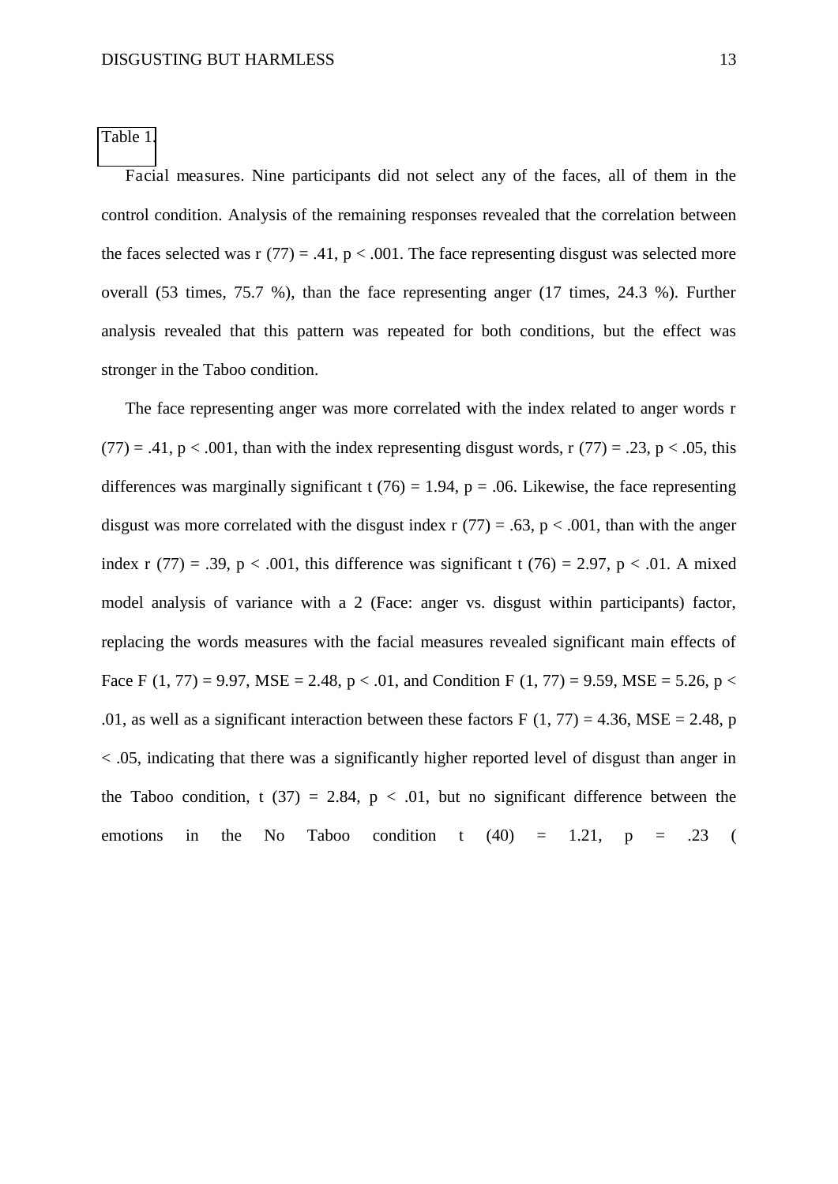Table 1.

*Facial measures.* Nine participants did not select any of the faces, all of them in the control condition. Analysis of the remaining responses revealed that the correlation between the faces selected was $r$ (77) = .41, $p < .001$. The face representing disgust was selected more overall (53 times, 75.7 %), than the face representing anger (17 times, 24.3 %). Further analysis revealed that this pattern was repeated for both conditions, but the effect was stronger in the Taboo condition.

The face representing anger was more correlated with the index related to anger words $r$ (77) = .41, $p < .001$, than with the index representing disgust words, $r$ (77) = .23, $p < .05$, this differences was marginally significant $t$ (76) = 1.94, $p = .06$. Likewise, the face representing disgust was more correlated with the disgust index $r$ (77) = .63, $p < .001$, than with the anger index $r$ (77) = .39, $p < .001$, this difference was significant $t$ (76) = 2.97, $p < .01$. A mixed model analysis of variance with a 2 (Face: anger vs. disgust within participants) factor, replacing the words measures with the facial measures revealed significant main effects of Face $F$ (1, 77) = 9.97, $MSE$ = 2.48, $p < .01$, and Condition $F$ (1, 77) = 9.59, $MSE$ = 5.26, $p < .01$, as well as a significant interaction between these factors $F$ (1, 77) = 4.36, $MSE$ = 2.48, $p < .05$, indicating that there was a significantly higher reported level of disgust than anger in the Taboo condition, $t$ (37) = 2.84, $p < .01$, but no significant difference between the emotions in the No Taboo condition $t$ (40) = 1.21, $p = .23$ (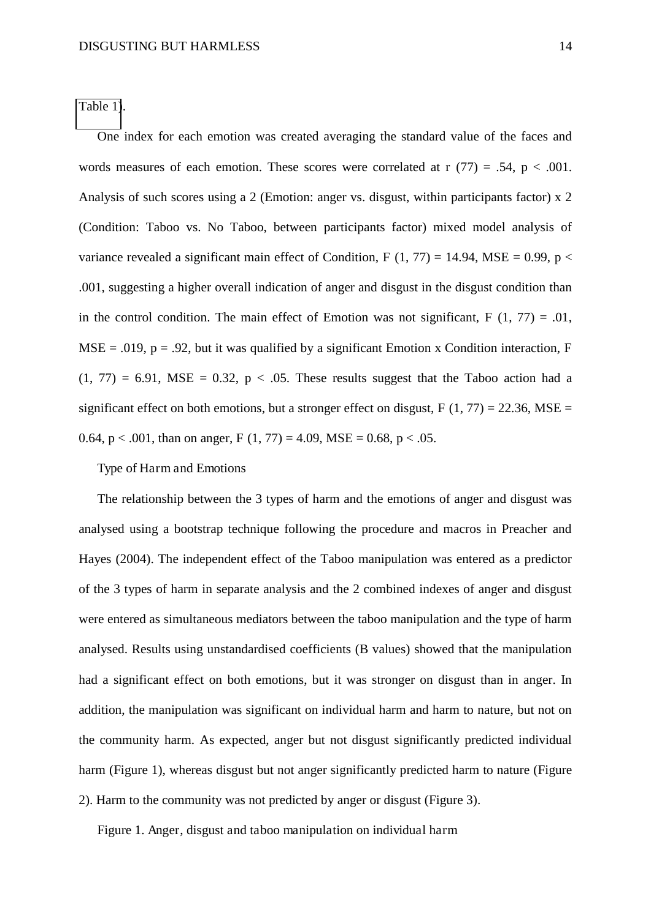Table 1).

One index for each emotion was created averaging the standard value of the faces and words measures of each emotion. These scores were correlated at $r(77) = .54$, $p < .001$. Analysis of such scores using a 2 (Emotion: anger vs. disgust, within participants factor) x 2 (Condition: Taboo vs. No Taboo, between participants factor) mixed model analysis of variance revealed a significant main effect of Condition, $F(1, 77) = 14.94$, $MSE = 0.99$, $p < .001$, suggesting a higher overall indication of anger and disgust in the disgust condition than in the control condition. The main effect of Emotion was not significant, $F(1, 77) = .01$, $MSE = .019$, $p = .92$, but it was qualified by a significant Emotion x Condition interaction, $F(1, 77) = 6.91$, $MSE = 0.32$, $p < .05$. These results suggest that the Taboo action had a significant effect on both emotions, but a stronger effect on disgust, $F(1, 77) = 22.36$, $MSE = 0.64$, $p < .001$, than on anger, $F(1, 77) = 4.09$, $MSE = 0.68$, $p < .05$.

Type of Harm and Emotions

The relationship between the 3 types of harm and the emotions of anger and disgust was analysed using a bootstrap technique following the procedure and macros in Preacher and Hayes (2004). The independent effect of the Taboo manipulation was entered as a predictor of the 3 types of harm in separate analysis and the 2 combined indexes of anger and disgust were entered as simultaneous mediators between the taboo manipulation and the type of harm analysed. Results using unstandardised coefficients (B values) showed that the manipulation had a significant effect on both emotions, but it was stronger on disgust than in anger. In addition, the manipulation was significant on individual harm and harm to nature, but not on the community harm. As expected, anger but not disgust significantly predicted individual harm (Figure 1), whereas disgust but not anger significantly predicted harm to nature (Figure 2). Harm to the community was not predicted by anger or disgust (Figure 3).

Figure 1. Anger, disgust and taboo manipulation on individual harm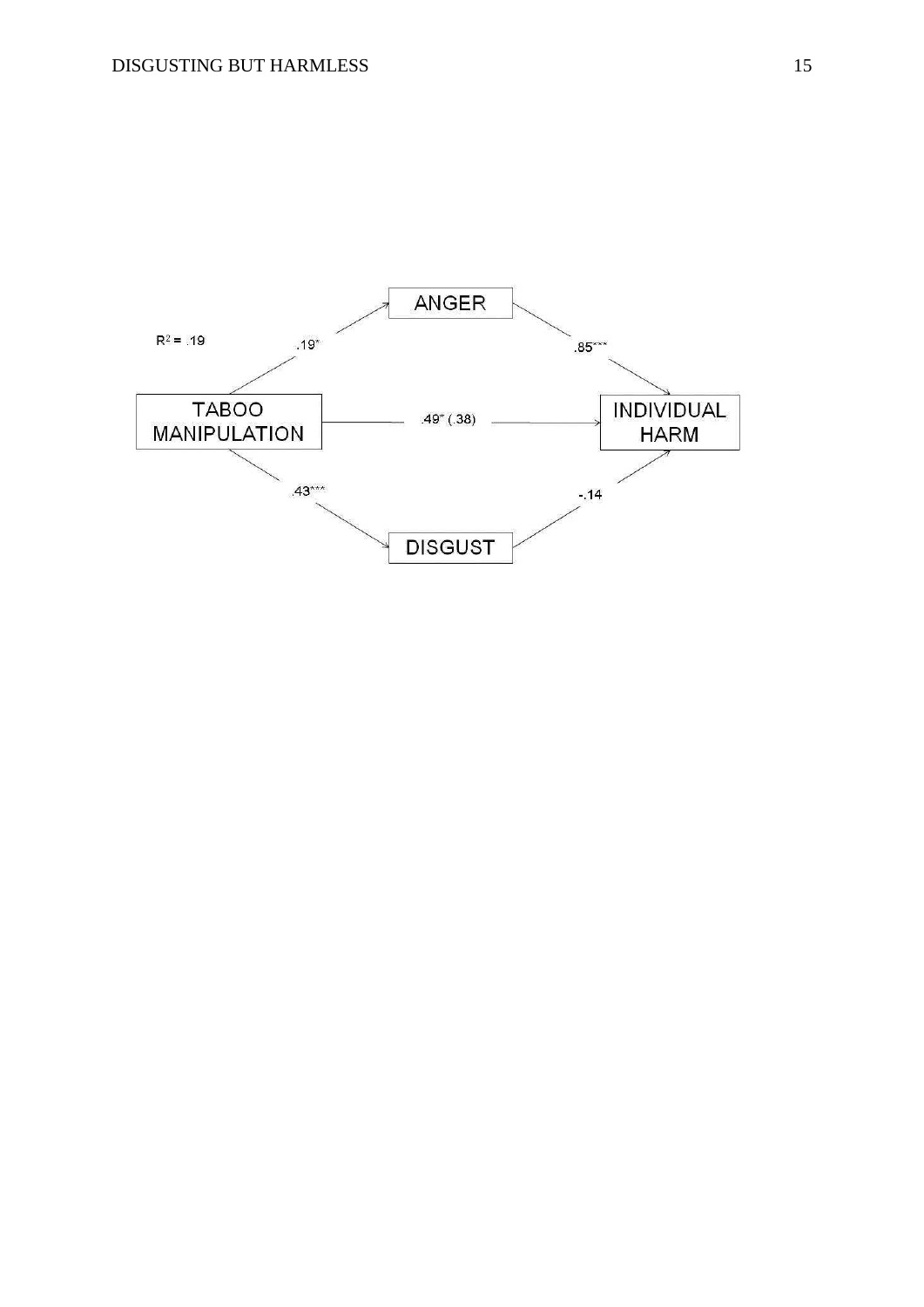ANGER

$R^2 = .19$

.19*

.85***

TABOO MANIPULATION

.49* (.38)

INDIVIDUAL HARM

.43***

-.14

DISGUST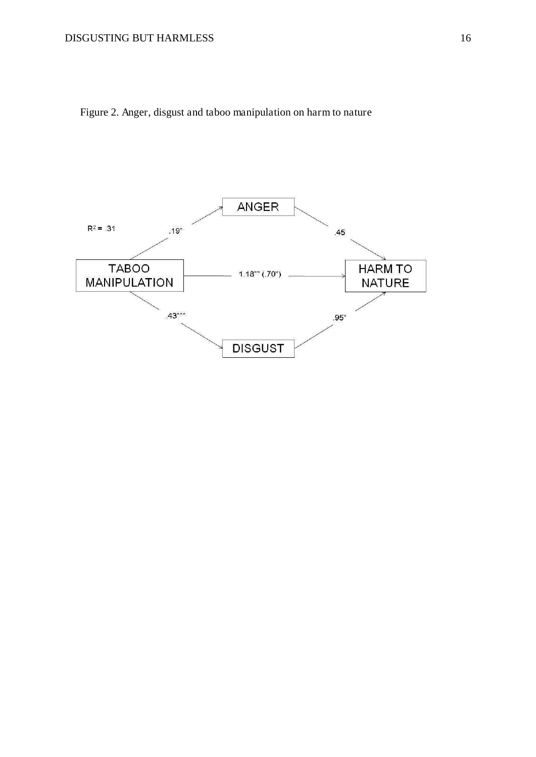Figure 2. Anger, disgust and taboo manipulation on harm to nature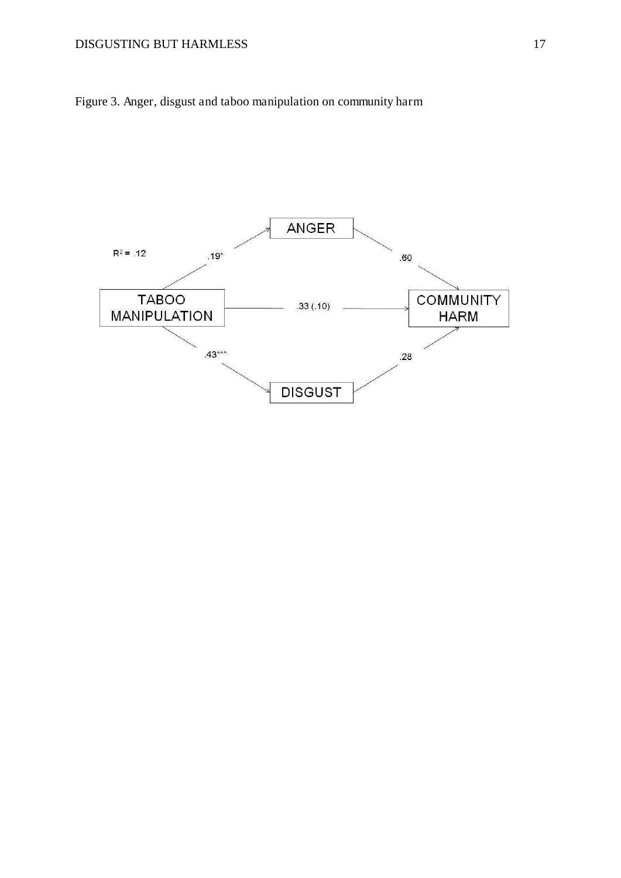Figure 3. Anger, disgust and taboo manipulation on community harm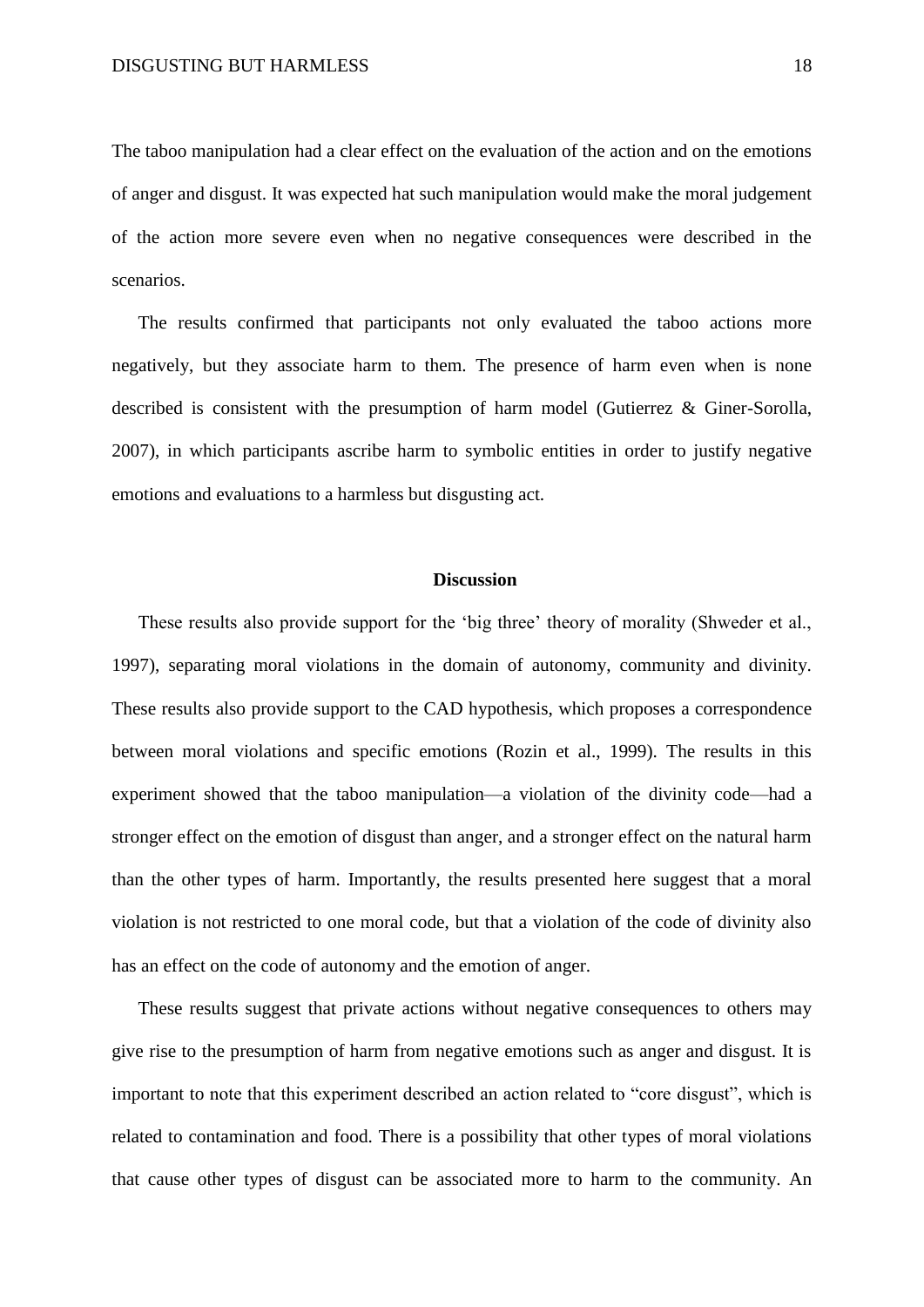The taboo manipulation had a clear effect on the evaluation of the action and on the emotions of anger and disgust. It was expected hat such manipulation would make the moral judgement of the action more severe even when no negative consequences were described in the scenarios.

The results confirmed that participants not only evaluated the taboo actions more negatively, but they associate harm to them. The presence of harm even when is none described is consistent with the presumption of harm model (Gutierrez & Giner-Sorolla, 2007), in which participants ascribe harm to symbolic entities in order to justify negative emotions and evaluations to a harmless but disgusting act.

## Discussion

These results also provide support for the 'big three' theory of morality (Shweder et al., 1997), separating moral violations in the domain of autonomy, community and divinity. These results also provide support to the CAD hypothesis, which proposes a correspondence between moral violations and specific emotions (Rozin et al., 1999). The results in this experiment showed that the taboo manipulation—a violation of the divinity code—had a stronger effect on the emotion of disgust than anger, and a stronger effect on the natural harm than the other types of harm. Importantly, the results presented here suggest that a moral violation is not restricted to one moral code, but that a violation of the code of divinity also has an effect on the code of autonomy and the emotion of anger.

These results suggest that private actions without negative consequences to others may give rise to the presumption of harm from negative emotions such as anger and disgust. It is important to note that this experiment described an action related to "core disgust", which is related to contamination and food. There is a possibility that other types of moral violations that cause other types of disgust can be associated more to harm to the community. An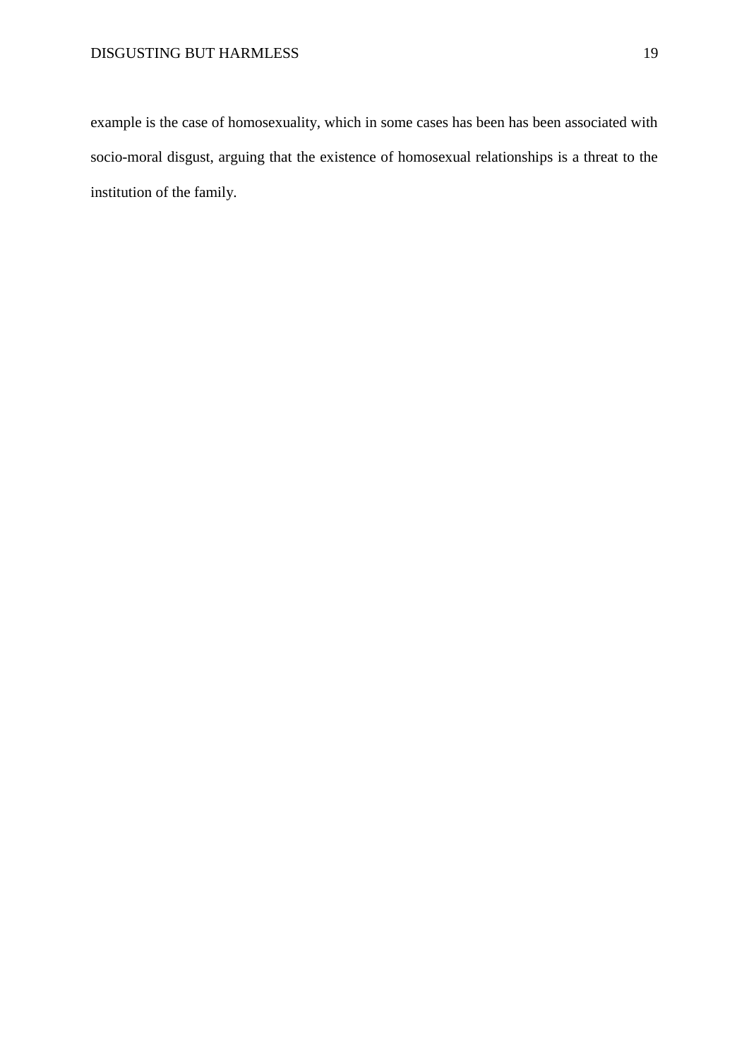example is the case of homosexuality, which in some cases has been has been associated with socio-moral disgust, arguing that the existence of homosexual relationships is a threat to the institution of the family.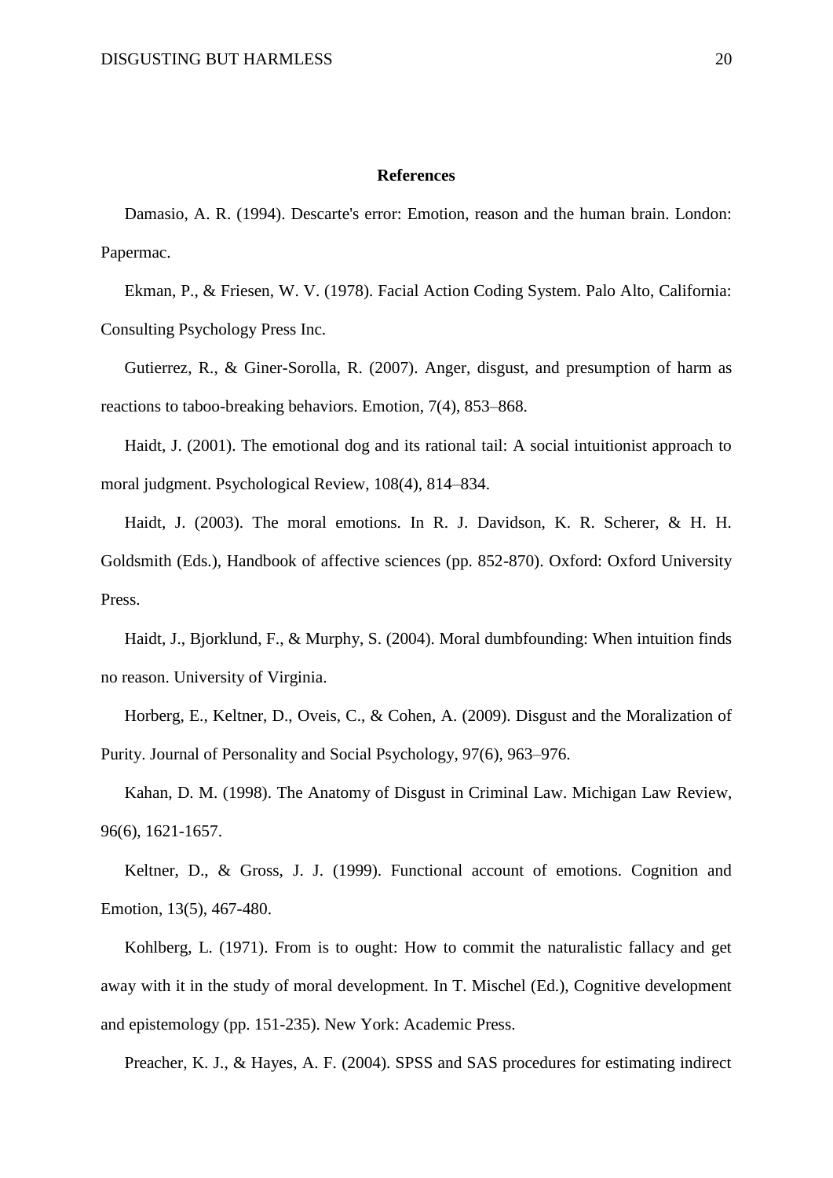## References

Damasio, A. R. (1994). Descarte's error: Emotion, reason and the human brain. London: Papermac.

Ekman, P., & Friesen, W. V. (1978). Facial Action Coding System. Palo Alto, California: Consulting Psychology Press Inc.

Gutierrez, R., & Giner-Sorolla, R. (2007). Anger, disgust, and presumption of harm as reactions to taboo-breaking behaviors. Emotion, 7(4), 853–868.

Haidt, J. (2001). The emotional dog and its rational tail: A social intuitionist approach to moral judgment. Psychological Review, 108(4), 814–834.

Haidt, J. (2003). The moral emotions. In R. J. Davidson, K. R. Scherer, & H. H. Goldsmith (Eds.), Handbook of affective sciences (pp. 852-870). Oxford: Oxford University Press.

Haidt, J., Bjorklund, F., & Murphy, S. (2004). Moral dumbfounding: When intuition finds no reason. University of Virginia.

Horberg, E., Keltner, D., Oveis, C., & Cohen, A. (2009). Disgust and the Moralization of Purity. Journal of Personality and Social Psychology, 97(6), 963–976.

Kahan, D. M. (1998). The Anatomy of Disgust in Criminal Law. Michigan Law Review, 96(6), 1621-1657.

Keltner, D., & Gross, J. J. (1999). Functional account of emotions. Cognition and Emotion, 13(5), 467-480.

Kohlberg, L. (1971). From is to ought: How to commit the naturalistic fallacy and get away with it in the study of moral development. In T. Mischel (Ed.), Cognitive development and epistemology (pp. 151-235). New York: Academic Press.

Preacher, K. J., & Hayes, A. F. (2004). SPSS and SAS procedures for estimating indirect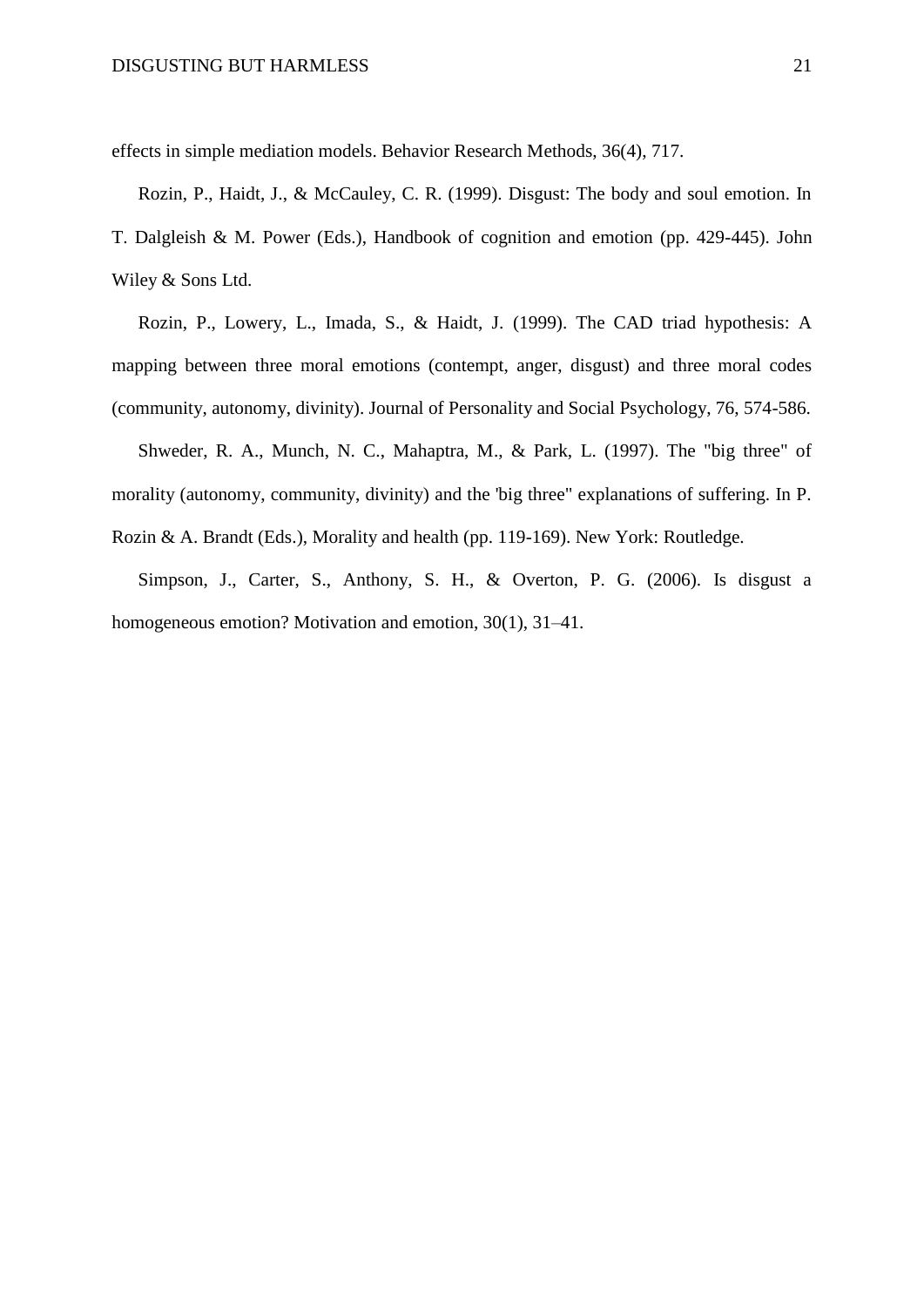effects in simple mediation models. Behavior Research Methods, 36(4), 717.

Rozin, P., Haidt, J., & McCauley, C. R. (1999). Disgust: The body and soul emotion. In T. Dalgleish & M. Power (Eds.), Handbook of cognition and emotion (pp. 429-445). John Wiley & Sons Ltd.

Rozin, P., Lowery, L., Imada, S., & Haidt, J. (1999). The CAD triad hypothesis: A mapping between three moral emotions (contempt, anger, disgust) and three moral codes (community, autonomy, divinity). Journal of Personality and Social Psychology, 76, 574-586.

Shweder, R. A., Munch, N. C., Mahaptra, M., & Park, L. (1997). The "big three" of morality (autonomy, community, divinity) and the 'big three" explanations of suffering. In P. Rozin & A. Brandt (Eds.), Morality and health (pp. 119-169). New York: Routledge.

Simpson, J., Carter, S., Anthony, S. H., & Overton, P. G. (2006). Is disgust a homogeneous emotion? Motivation and emotion, 30(1), 31–41.